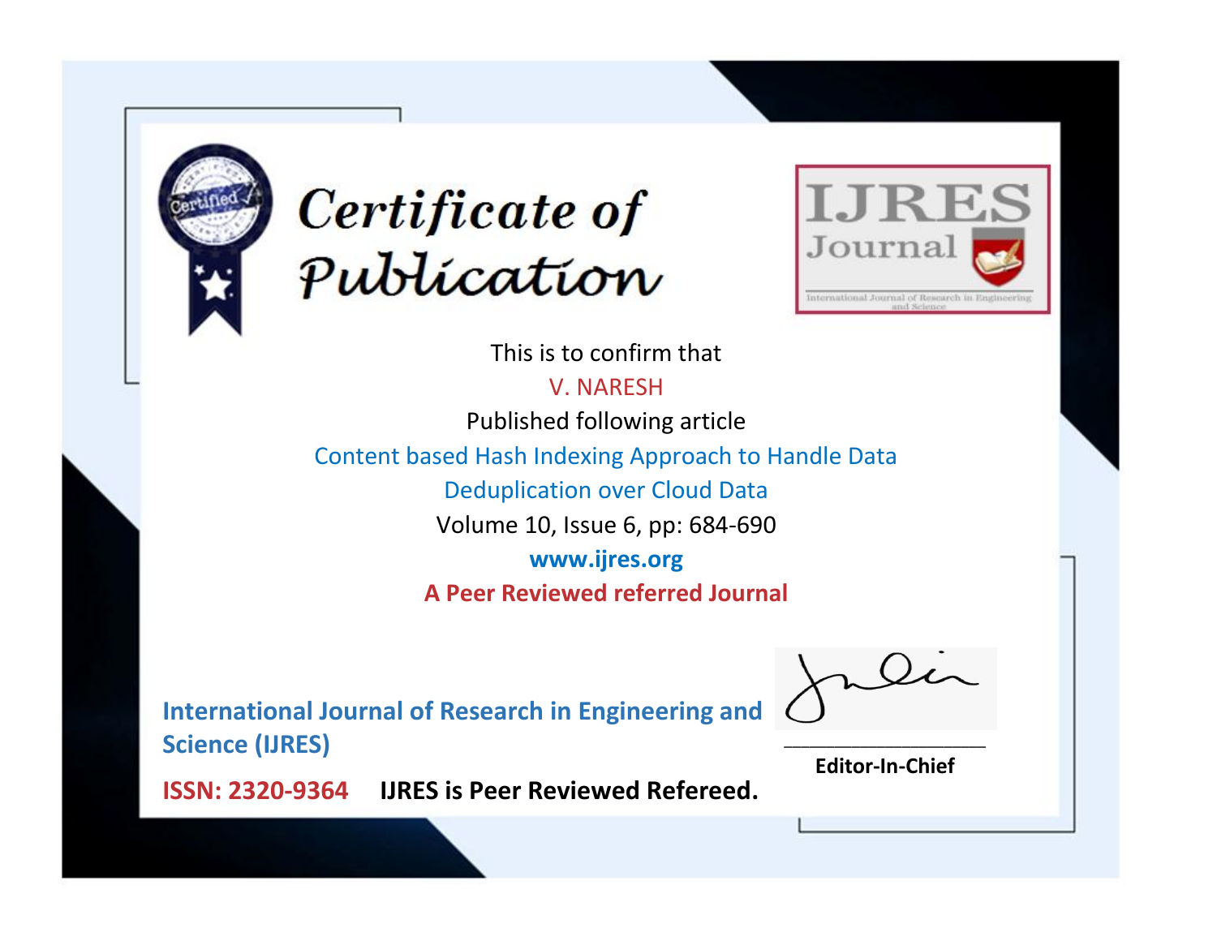# Certificate of Publication

IJRES Journal

International Journal of Research in Engineering and Science

This is to confirm that

V. NARESH

Published following article

Content based Hash Indexing Approach to Handle Data Deduplication over Cloud Data

Volume 10, Issue 6, pp: 684-690

**www.ijres.org**

**A Peer Reviewed referred Journal**

**International Journal of Research in Engineering and Science (IJRES)**

**Editor-In-Chief**

**ISSN: 2320-9364** **IJRES is Peer Reviewed Refereed.**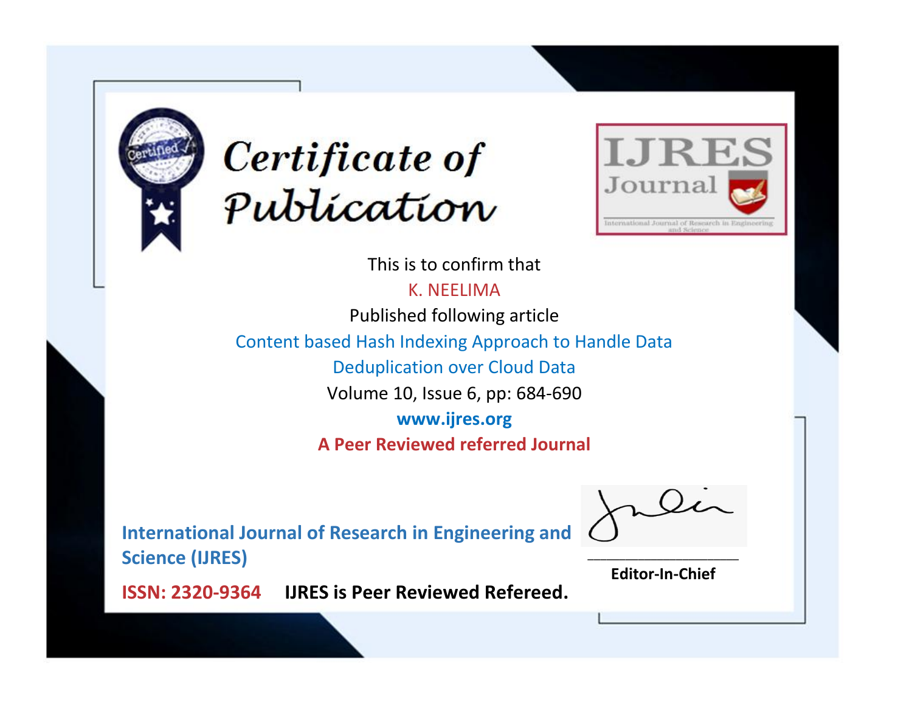# Certificate of Publication

IJRES Journal

International Journal of Research in Engineering and Science

This is to confirm that

K. NEELIMA

Published following article

Content based Hash Indexing Approach to Handle Data Deduplication over Cloud Data

Volume 10, Issue 6, pp: 684-690

**www.ijres.org**

**A Peer Reviewed referred Journal**

**International Journal of Research in Engineering and Science (IJRES)**

**ISSN: 2320-9364** **IJRES is Peer Reviewed Refereed.**

**Editor-In-Chief**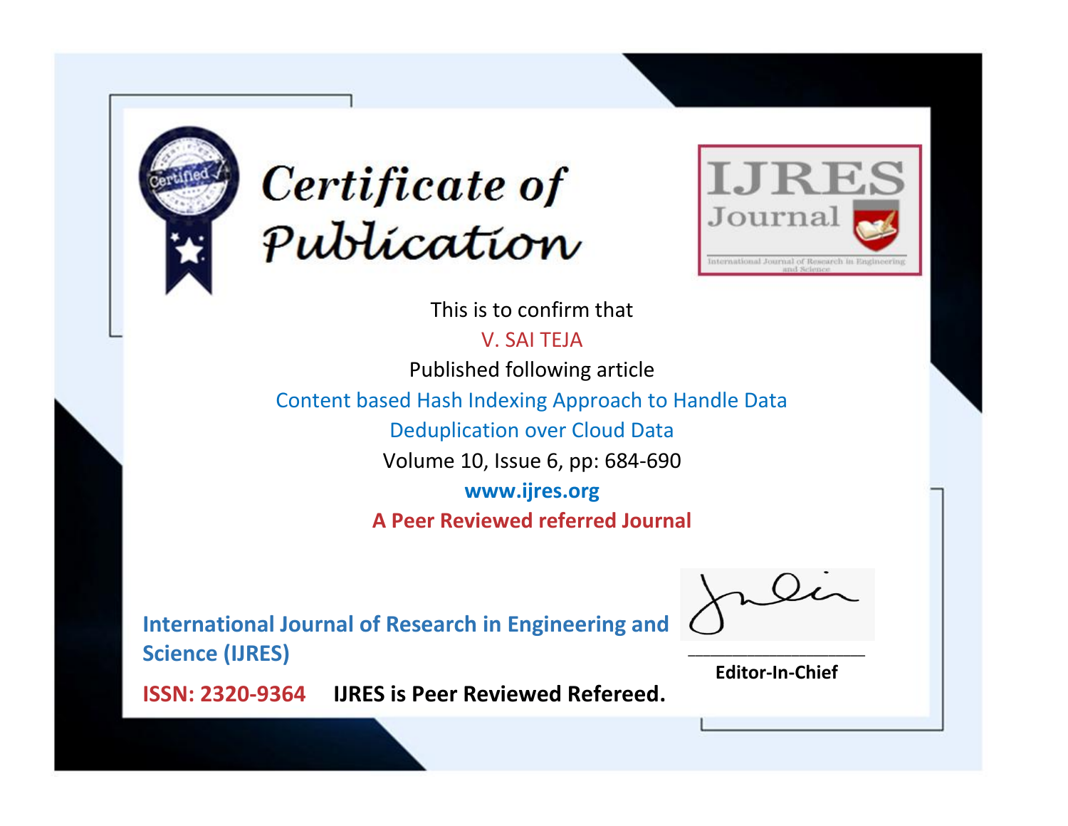# Certificate of Publication

IJRES Journal

International Journal of Research in Engineering and Science

This is to confirm that

V. SAI TEJA

Published following article

Content based Hash Indexing Approach to Handle Data Deduplication over Cloud Data

Volume 10, Issue 6, pp: 684-690

**www.ijres.org**

**A Peer Reviewed referred Journal**

**International Journal of Research in Engineering and Science (IJRES)**

**ISSN: 2320-9364** **IJRES is Peer Reviewed Refereed.**

**Editor-In-Chief**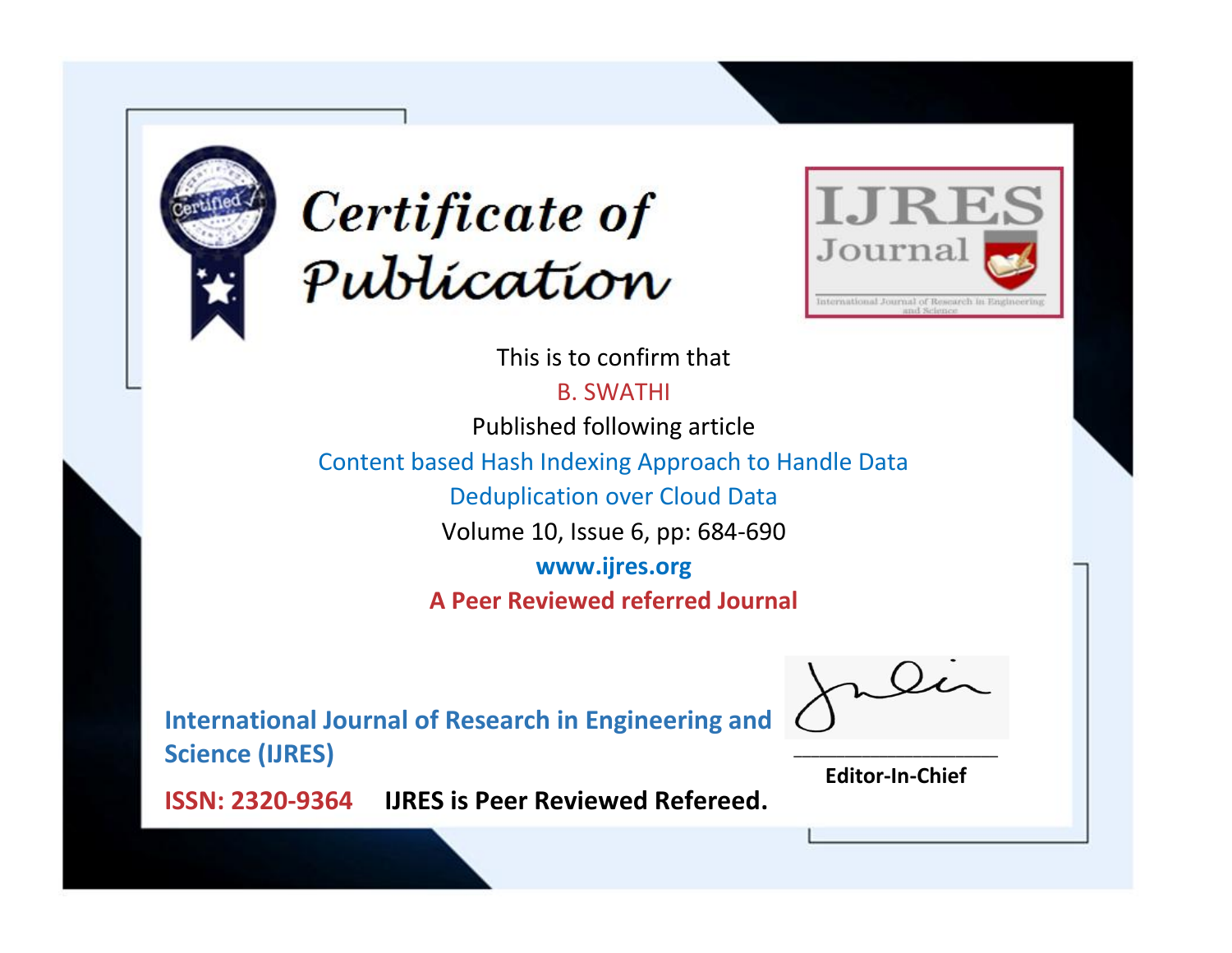# Certificate of Publication

IJRES Journal

International Journal of Research in Engineering and Science

This is to confirm that

B. SWATHI

Published following article

Content based Hash Indexing Approach to Handle Data Deduplication over Cloud Data

Volume 10, Issue 6, pp: 684-690

**www.ijres.org**

**A Peer Reviewed referred Journal**

**International Journal of Research in Engineering and Science (IJRES)**

**ISSN: 2320-9364** **IJRES is Peer Reviewed Refereed.**

**Editor-In-Chief**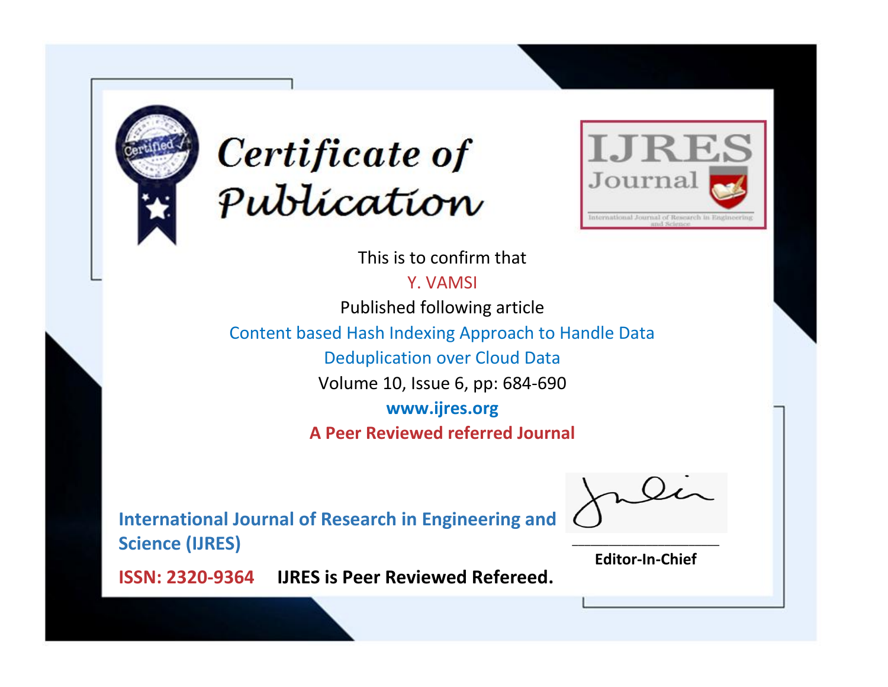# Certificate of Publication

IJRES Journal

International Journal of Research in Engineering and Science

This is to confirm that

Y. VAMSI

Published following article

Content based Hash Indexing Approach to Handle Data Deduplication over Cloud Data

Volume 10, Issue 6, pp: 684-690

**www.ijres.org**

**A Peer Reviewed referred Journal**

**International Journal of Research in Engineering and Science (IJRES)**

**ISSN: 2320-9364** **IJRES is Peer Reviewed Refereed.**

**Editor-In-Chief**